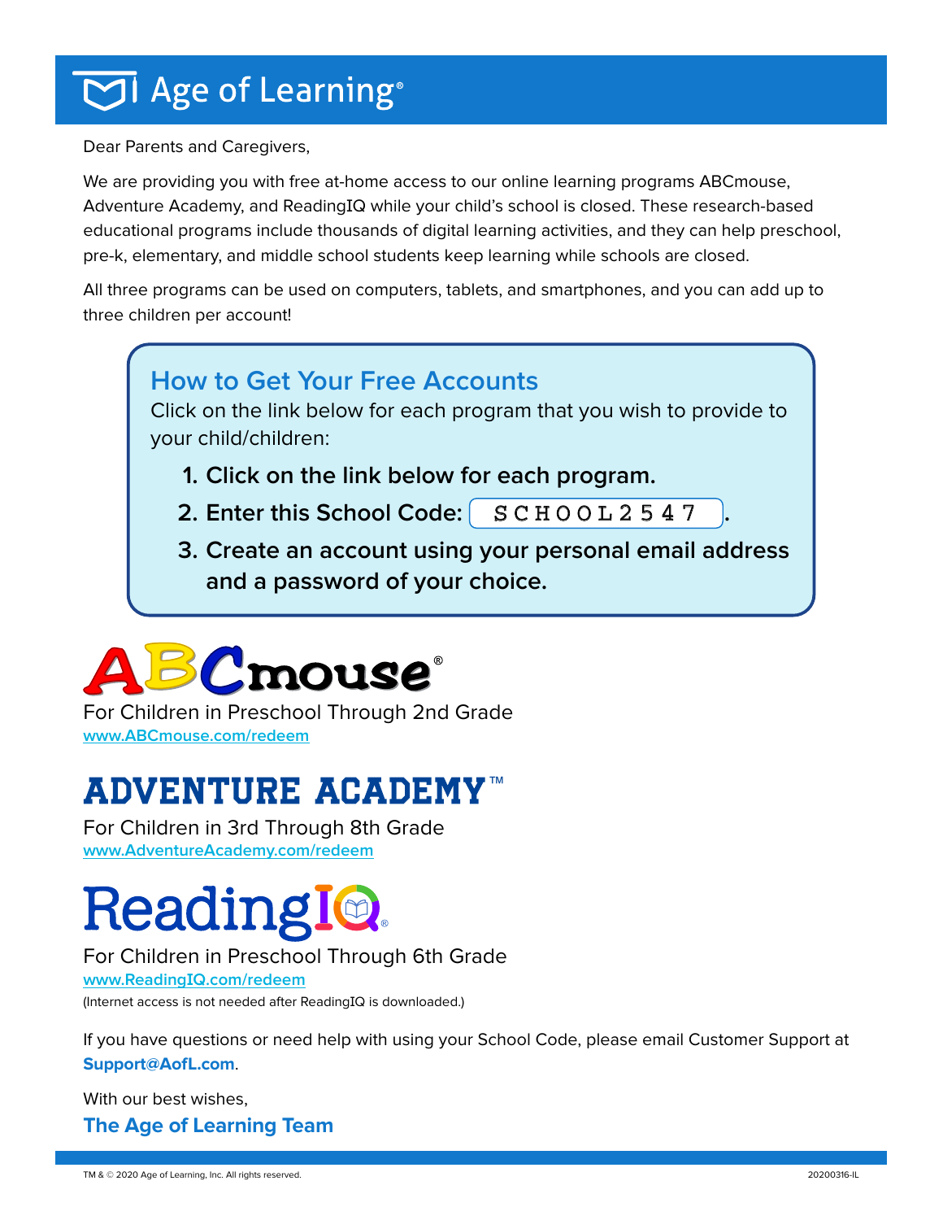# Age of Learning®

Dear Parents and Caregivers,

We are providing you with free at-home access to our online learning programs ABCmouse, Adventure Academy, and ReadingIQ while your child's school is closed. These research-based educational programs include thousands of digital learning activities, and they can help preschool, pre-k, elementary, and middle school students keep learning while schools are closed.

All three programs can be used on computers, tablets, and smartphones, and you can add up to three children per account!

## How to Get Your Free Accounts

Click on the link below for each program that you wish to provide to your child/children:

1. **Click on the link below for each program.**
2. **Enter this School Code: SCHOOL2547.**
3. **Create an account using your personal email address and a password of your choice.**

## ABCmouse®

For Children in Preschool Through 2nd Grade
www.ABCmouse.com/redeem

## ADVENTURE ACADEMY™

For Children in 3rd Through 8th Grade
www.AdventureAcademy.com/redeem

## ReadingIQ®

For Children in Preschool Through 6th Grade
www.ReadingIQ.com/redeem
(Internet access is not needed after ReadingIQ is downloaded.)

If you have questions or need help with using your School Code, please email Customer Support at **Support@AofL.com**.

With our best wishes,

**The Age of Learning Team**

TM & © 2020 Age of Learning, Inc. All rights reserved. 20200316-IL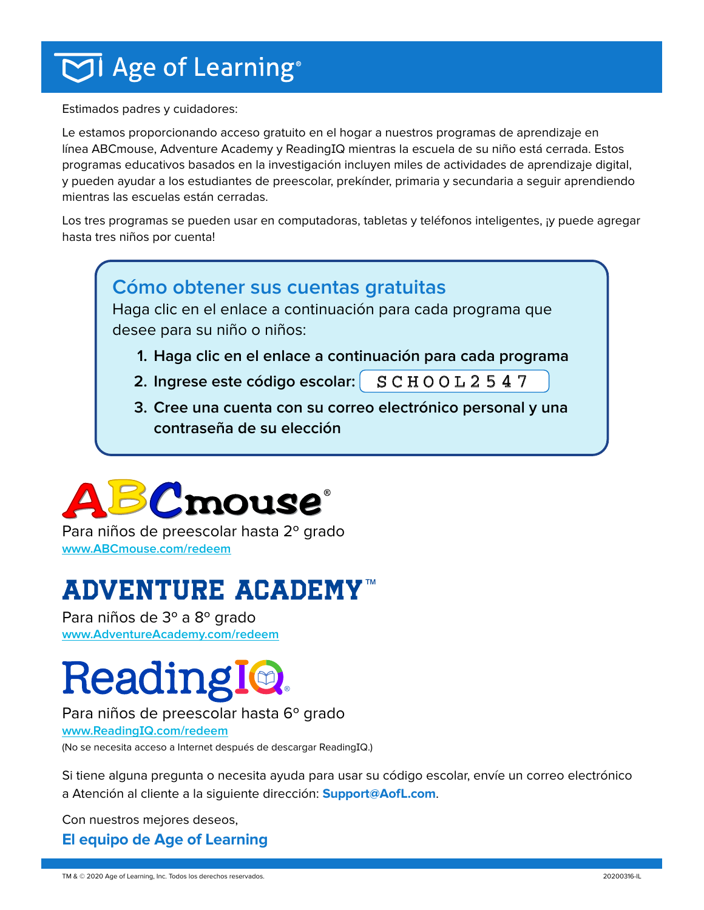# Age of Learning®

Estimados padres y cuidadores:

Le estamos proporcionando acceso gratuito en el hogar a nuestros programas de aprendizaje en línea ABCmouse, Adventure Academy y ReadingIQ mientras la escuela de su niño está cerrada. Estos programas educativos basados en la investigación incluyen miles de actividades de aprendizaje digital, y pueden ayudar a los estudiantes de preescolar, prekínder, primaria y secundaria a seguir aprendiendo mientras las escuelas están cerradas.

Los tres programas se pueden usar en computadoras, tabletas y teléfonos inteligentes, ¡y puede agregar hasta tres niños por cuenta!

## Cómo obtener sus cuentas gratuitas

Haga clic en el enlace a continuación para cada programa que desee para su niño o niños:

1. **Haga clic en el enlace a continuación para cada programa**
2. **Ingrese este código escolar:** SCHOOL2547
3. **Cree una cuenta con su correo electrónico personal y una contraseña de su elección**

## ABCmouse®

Para niños de preescolar hasta 2º grado

www.ABCmouse.com/redeem

## ADVENTURE ACADEMY™

Para niños de 3º a 8º grado

www.AdventureAcademy.com/redeem

## ReadingIQ®

Para niños de preescolar hasta 6º grado

www.ReadingIQ.com/redeem

(No se necesita acceso a Internet después de descargar ReadingIQ.)

Si tiene alguna pregunta o necesita ayuda para usar su código escolar, envíe un correo electrónico a Atención al cliente a la siguiente dirección: **Support@AofL.com**.

Con nuestros mejores deseos,

**El equipo de Age of Learning**

TM & © 2020 Age of Learning, Inc. Todos los derechos reservados. 20200316-IL